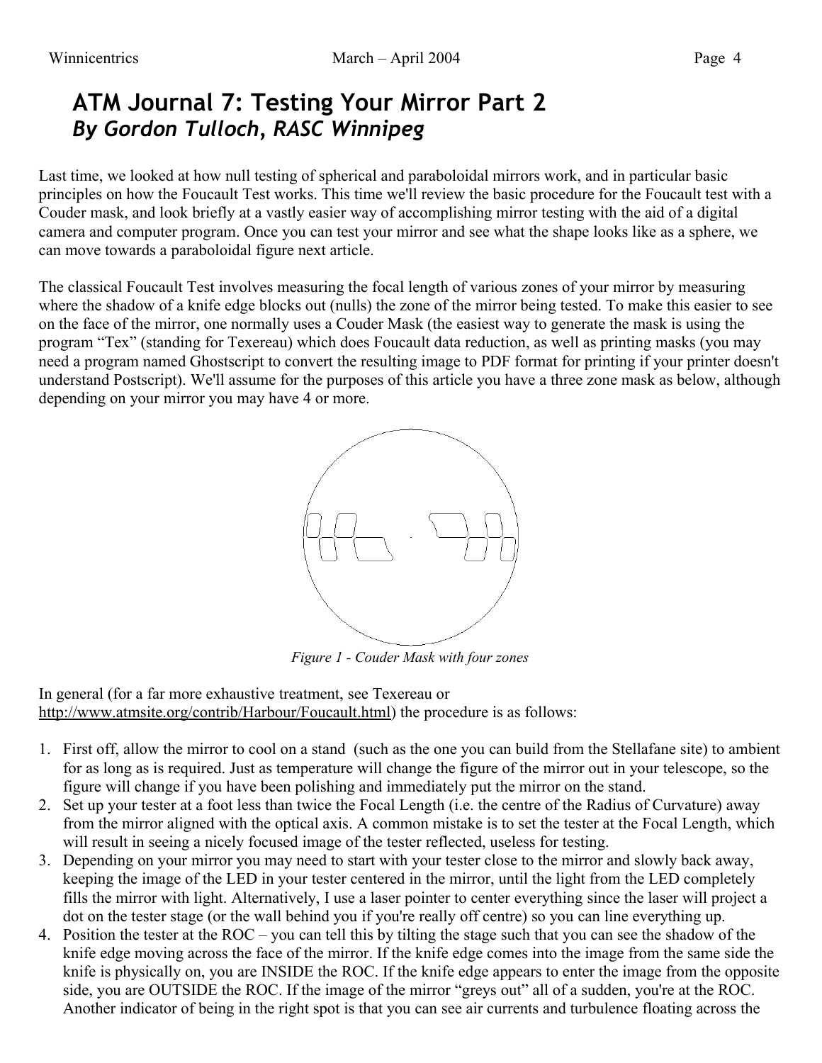# ATM Journal 7: Testing Your Mirror Part 2

## *By Gordon Tulloch, RASC Winnipeg*

Last time, we looked at how null testing of spherical and paraboloidal mirrors work, and in particular basic principles on how the Foucault Test works. This time we'll review the basic procedure for the Foucault test with a Couder mask, and look briefly at a vastly easier way of accomplishing mirror testing with the aid of a digital camera and computer program. Once you can test your mirror and see what the shape looks like as a sphere, we can move towards a paraboloidal figure next article.

The classical Foucault Test involves measuring the focal length of various zones of your mirror by measuring where the shadow of a knife edge blocks out (nulls) the zone of the mirror being tested. To make this easier to see on the face of the mirror, one normally uses a Couder Mask (the easiest way to generate the mask is using the program "Tex" (standing for Texereau) which does Foucault data reduction, as well as printing masks (you may need a program named Ghostscript to convert the resulting image to PDF format for printing if your printer doesn't understand Postscript). We'll assume for the purposes of this article you have a three zone mask as below, although depending on your mirror you may have 4 or more.

*Figure 1 - Couder Mask with four zones*

In general (for a far more exhaustive treatment, see Texereau or http://www.atmsite.org/contrib/Harbour/Foucault.html) the procedure is as follows:

1. First off, allow the mirror to cool on a stand (such as the one you can build from the Stellafane site) to ambient for as long as is required. Just as temperature will change the figure of the mirror out in your telescope, so the figure will change if you have been polishing and immediately put the mirror on the stand.
2. Set up your tester at a foot less than twice the Focal Length (i.e. the centre of the Radius of Curvature) away from the mirror aligned with the optical axis. A common mistake is to set the tester at the Focal Length, which will result in seeing a nicely focused image of the tester reflected, useless for testing.
3. Depending on your mirror you may need to start with your tester close to the mirror and slowly back away, keeping the image of the LED in your tester centered in the mirror, until the light from the LED completely fills the mirror with light. Alternatively, I use a laser pointer to center everything since the laser will project a dot on the tester stage (or the wall behind you if you're really off centre) so you can line everything up.
4. Position the tester at the ROC – you can tell this by tilting the stage such that you can see the shadow of the knife edge moving across the face of the mirror. If the knife edge comes into the image from the same side the knife is physically on, you are INSIDE the ROC. If the knife edge appears to enter the image from the opposite side, you are OUTSIDE the ROC. If the image of the mirror "greys out" all of a sudden, you're at the ROC. Another indicator of being in the right spot is that you can see air currents and turbulence floating across the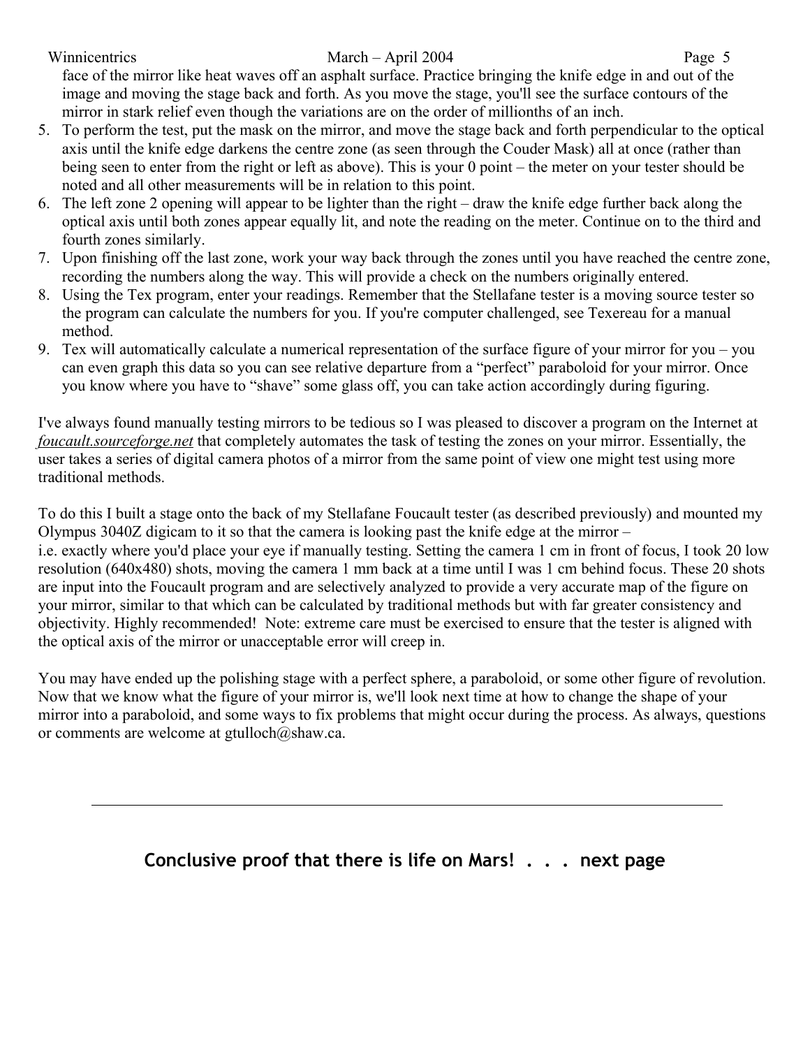face of the mirror like heat waves off an asphalt surface. Practice bringing the knife edge in and out of the image and moving the stage back and forth. As you move the stage, you'll see the surface contours of the mirror in stark relief even though the variations are on the order of millionths of an inch.

5. To perform the test, put the mask on the mirror, and move the stage back and forth perpendicular to the optical axis until the knife edge darkens the centre zone (as seen through the Couder Mask) all at once (rather than being seen to enter from the right or left as above). This is your 0 point – the meter on your tester should be noted and all other measurements will be in relation to this point.
6. The left zone 2 opening will appear to be lighter than the right – draw the knife edge further back along the optical axis until both zones appear equally lit, and note the reading on the meter. Continue on to the third and fourth zones similarly.
7. Upon finishing off the last zone, work your way back through the zones until you have reached the centre zone, recording the numbers along the way. This will provide a check on the numbers originally entered.
8. Using the Tex program, enter your readings. Remember that the Stellafane tester is a moving source tester so the program can calculate the numbers for you. If you're computer challenged, see Texereau for a manual method.
9. Tex will automatically calculate a numerical representation of the surface figure of your mirror for you – you can even graph this data so you can see relative departure from a "perfect" paraboloid for your mirror. Once you know where you have to "shave" some glass off, you can take action accordingly during figuring.

I've always found manually testing mirrors to be tedious so I was pleased to discover a program on the Internet at *foucault.sourceforge.net* that completely automates the task of testing the zones on your mirror. Essentially, the user takes a series of digital camera photos of a mirror from the same point of view one might test using more traditional methods.

To do this I built a stage onto the back of my Stellafane Foucault tester (as described previously) and mounted my Olympus 3040Z digicam to it so that the camera is looking past the knife edge at the mirror – i.e. exactly where you'd place your eye if manually testing. Setting the camera 1 cm in front of focus, I took 20 low resolution (640x480) shots, moving the camera 1 mm back at a time until I was 1 cm behind focus. These 20 shots are input into the Foucault program and are selectively analyzed to provide a very accurate map of the figure on your mirror, similar to that which can be calculated by traditional methods but with far greater consistency and objectivity. Highly recommended! Note: extreme care must be exercised to ensure that the tester is aligned with the optical axis of the mirror or unacceptable error will creep in.

You may have ended up the polishing stage with a perfect sphere, a paraboloid, or some other figure of revolution. Now that we know what the figure of your mirror is, we'll look next time at how to change the shape of your mirror into a paraboloid, and some ways to fix problems that might occur during the process. As always, questions or comments are welcome at gtulloch@shaw.ca.

---

**Conclusive proof that there is life on Mars! . . . next page**